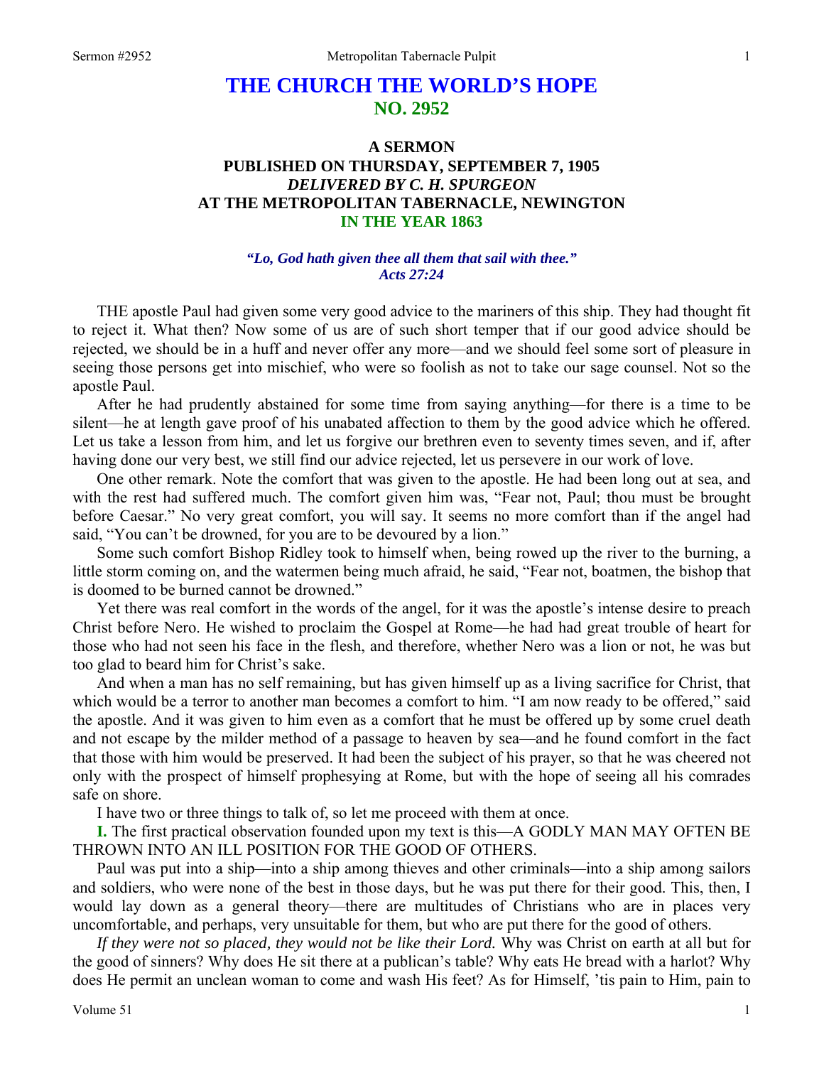# THE CHURCH THE WORLD'S HOPE
## NO. 2952

### A SERMON
### PUBLISHED ON THURSDAY, SEPTEMBER 7, 1905
### *DELIVERED BY C. H. SPURGEON*
### AT THE METROPOLITAN TABERNACLE, NEWINGTON
### IN THE YEAR 1863

***"Lo, God hath given thee all them that sail with thee."***
***Acts 27:24***

THE apostle Paul had given some very good advice to the mariners of this ship. They had thought fit to reject it. What then? Now some of us are of such short temper that if our good advice should be rejected, we should be in a huff and never offer any more—and we should feel some sort of pleasure in seeing those persons get into mischief, who were so foolish as not to take our sage counsel. Not so the apostle Paul.

After he had prudently abstained for some time from saying anything—for there is a time to be silent—he at length gave proof of his unabated affection to them by the good advice which he offered. Let us take a lesson from him, and let us forgive our brethren even to seventy times seven, and if, after having done our very best, we still find our advice rejected, let us persevere in our work of love.

One other remark. Note the comfort that was given to the apostle. He had been long out at sea, and with the rest had suffered much. The comfort given him was, "Fear not, Paul; thou must be brought before Caesar." No very great comfort, you will say. It seems no more comfort than if the angel had said, "You can't be drowned, for you are to be devoured by a lion."

Some such comfort Bishop Ridley took to himself when, being rowed up the river to the burning, a little storm coming on, and the watermen being much afraid, he said, "Fear not, boatmen, the bishop that is doomed to be burned cannot be drowned."

Yet there was real comfort in the words of the angel, for it was the apostle's intense desire to preach Christ before Nero. He wished to proclaim the Gospel at Rome—he had had great trouble of heart for those who had not seen his face in the flesh, and therefore, whether Nero was a lion or not, he was but too glad to beard him for Christ's sake.

And when a man has no self remaining, but has given himself up as a living sacrifice for Christ, that which would be a terror to another man becomes a comfort to him. "I am now ready to be offered," said the apostle. And it was given to him even as a comfort that he must be offered up by some cruel death and not escape by the milder method of a passage to heaven by sea—and he found comfort in the fact that those with him would be preserved. It had been the subject of his prayer, so that he was cheered not only with the prospect of himself prophesying at Rome, but with the hope of seeing all his comrades safe on shore.

I have two or three things to talk of, so let me proceed with them at once.

**I.** The first practical observation founded upon my text is this—A GODLY MAN MAY OFTEN BE THROWN INTO AN ILL POSITION FOR THE GOOD OF OTHERS.

Paul was put into a ship—into a ship among thieves and other criminals—into a ship among sailors and soldiers, who were none of the best in those days, but he was put there for their good. This, then, I would lay down as a general theory—there are multitudes of Christians who are in places very uncomfortable, and perhaps, very unsuitable for them, but who are put there for the good of others.

*If they were not so placed, they would not be like their Lord.* Why was Christ on earth at all but for the good of sinners? Why does He sit there at a publican's table? Why eats He bread with a harlot? Why does He permit an unclean woman to come and wash His feet? As for Himself, 'tis pain to Him, pain to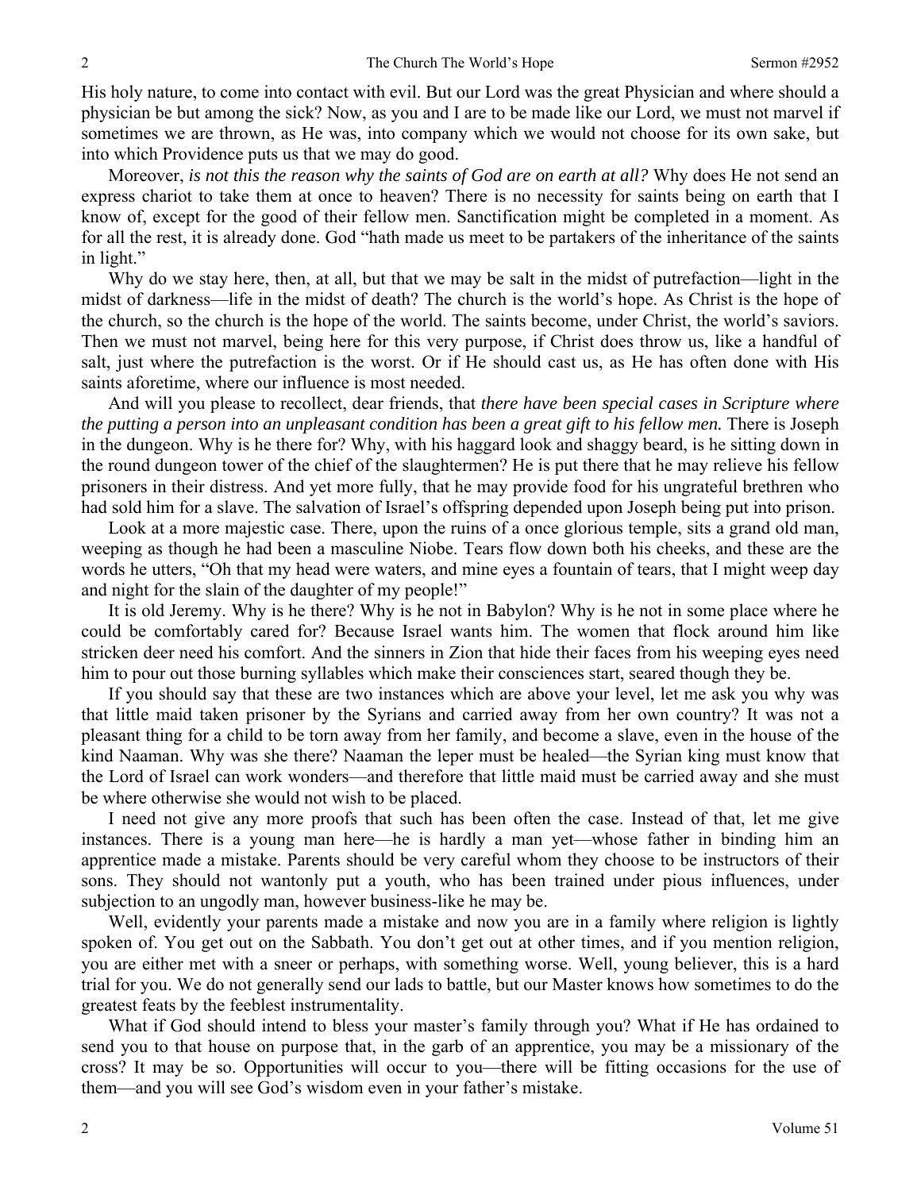His holy nature, to come into contact with evil. But our Lord was the great Physician and where should a physician be but among the sick? Now, as you and I are to be made like our Lord, we must not marvel if sometimes we are thrown, as He was, into company which we would not choose for its own sake, but into which Providence puts us that we may do good.

Moreover, *is not this the reason why the saints of God are on earth at all?* Why does He not send an express chariot to take them at once to heaven? There is no necessity for saints being on earth that I know of, except for the good of their fellow men. Sanctification might be completed in a moment. As for all the rest, it is already done. God "hath made us meet to be partakers of the inheritance of the saints in light."

Why do we stay here, then, at all, but that we may be salt in the midst of putrefaction—light in the midst of darkness—life in the midst of death? The church is the world's hope. As Christ is the hope of the church, so the church is the hope of the world. The saints become, under Christ, the world's saviors. Then we must not marvel, being here for this very purpose, if Christ does throw us, like a handful of salt, just where the putrefaction is the worst. Or if He should cast us, as He has often done with His saints aforetime, where our influence is most needed.

And will you please to recollect, dear friends, that *there have been special cases in Scripture where the putting a person into an unpleasant condition has been a great gift to his fellow men.* There is Joseph in the dungeon. Why is he there for? Why, with his haggard look and shaggy beard, is he sitting down in the round dungeon tower of the chief of the slaughtermen? He is put there that he may relieve his fellow prisoners in their distress. And yet more fully, that he may provide food for his ungrateful brethren who had sold him for a slave. The salvation of Israel's offspring depended upon Joseph being put into prison.

Look at a more majestic case. There, upon the ruins of a once glorious temple, sits a grand old man, weeping as though he had been a masculine Niobe. Tears flow down both his cheeks, and these are the words he utters, "Oh that my head were waters, and mine eyes a fountain of tears, that I might weep day and night for the slain of the daughter of my people!"

It is old Jeremy. Why is he there? Why is he not in Babylon? Why is he not in some place where he could be comfortably cared for? Because Israel wants him. The women that flock around him like stricken deer need his comfort. And the sinners in Zion that hide their faces from his weeping eyes need him to pour out those burning syllables which make their consciences start, seared though they be.

If you should say that these are two instances which are above your level, let me ask you why was that little maid taken prisoner by the Syrians and carried away from her own country? It was not a pleasant thing for a child to be torn away from her family, and become a slave, even in the house of the kind Naaman. Why was she there? Naaman the leper must be healed—the Syrian king must know that the Lord of Israel can work wonders—and therefore that little maid must be carried away and she must be where otherwise she would not wish to be placed.

I need not give any more proofs that such has been often the case. Instead of that, let me give instances. There is a young man here—he is hardly a man yet—whose father in binding him an apprentice made a mistake. Parents should be very careful whom they choose to be instructors of their sons. They should not wantonly put a youth, who has been trained under pious influences, under subjection to an ungodly man, however business-like he may be.

Well, evidently your parents made a mistake and now you are in a family where religion is lightly spoken of. You get out on the Sabbath. You don't get out at other times, and if you mention religion, you are either met with a sneer or perhaps, with something worse. Well, young believer, this is a hard trial for you. We do not generally send our lads to battle, but our Master knows how sometimes to do the greatest feats by the feeblest instrumentality.

What if God should intend to bless your master's family through you? What if He has ordained to send you to that house on purpose that, in the garb of an apprentice, you may be a missionary of the cross? It may be so. Opportunities will occur to you—there will be fitting occasions for the use of them—and you will see God's wisdom even in your father's mistake.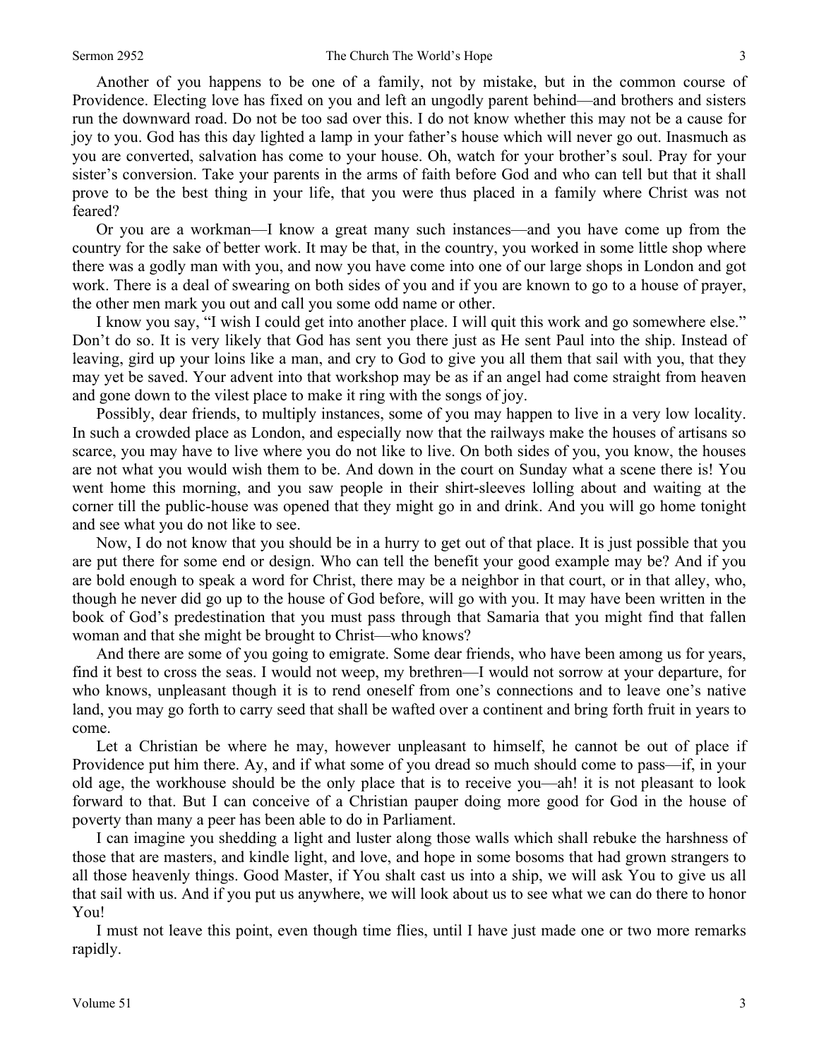Another of you happens to be one of a family, not by mistake, but in the common course of Providence. Electing love has fixed on you and left an ungodly parent behind—and brothers and sisters run the downward road. Do not be too sad over this. I do not know whether this may not be a cause for joy to you. God has this day lighted a lamp in your father's house which will never go out. Inasmuch as you are converted, salvation has come to your house. Oh, watch for your brother's soul. Pray for your sister's conversion. Take your parents in the arms of faith before God and who can tell but that it shall prove to be the best thing in your life, that you were thus placed in a family where Christ was not feared?

Or you are a workman—I know a great many such instances—and you have come up from the country for the sake of better work. It may be that, in the country, you worked in some little shop where there was a godly man with you, and now you have come into one of our large shops in London and got work. There is a deal of swearing on both sides of you and if you are known to go to a house of prayer, the other men mark you out and call you some odd name or other.

I know you say, "I wish I could get into another place. I will quit this work and go somewhere else." Don't do so. It is very likely that God has sent you there just as He sent Paul into the ship. Instead of leaving, gird up your loins like a man, and cry to God to give you all them that sail with you, that they may yet be saved. Your advent into that workshop may be as if an angel had come straight from heaven and gone down to the vilest place to make it ring with the songs of joy.

Possibly, dear friends, to multiply instances, some of you may happen to live in a very low locality. In such a crowded place as London, and especially now that the railways make the houses of artisans so scarce, you may have to live where you do not like to live. On both sides of you, you know, the houses are not what you would wish them to be. And down in the court on Sunday what a scene there is! You went home this morning, and you saw people in their shirt-sleeves lolling about and waiting at the corner till the public-house was opened that they might go in and drink. And you will go home tonight and see what you do not like to see.

Now, I do not know that you should be in a hurry to get out of that place. It is just possible that you are put there for some end or design. Who can tell the benefit your good example may be? And if you are bold enough to speak a word for Christ, there may be a neighbor in that court, or in that alley, who, though he never did go up to the house of God before, will go with you. It may have been written in the book of God's predestination that you must pass through that Samaria that you might find that fallen woman and that she might be brought to Christ—who knows?

And there are some of you going to emigrate. Some dear friends, who have been among us for years, find it best to cross the seas. I would not weep, my brethren—I would not sorrow at your departure, for who knows, unpleasant though it is to rend oneself from one's connections and to leave one's native land, you may go forth to carry seed that shall be wafted over a continent and bring forth fruit in years to come.

Let a Christian be where he may, however unpleasant to himself, he cannot be out of place if Providence put him there. Ay, and if what some of you dread so much should come to pass—if, in your old age, the workhouse should be the only place that is to receive you—ah! it is not pleasant to look forward to that. But I can conceive of a Christian pauper doing more good for God in the house of poverty than many a peer has been able to do in Parliament.

I can imagine you shedding a light and luster along those walls which shall rebuke the harshness of those that are masters, and kindle light, and love, and hope in some bosoms that had grown strangers to all those heavenly things. Good Master, if You shalt cast us into a ship, we will ask You to give us all that sail with us. And if you put us anywhere, we will look about us to see what we can do there to honor You!

I must not leave this point, even though time flies, until I have just made one or two more remarks rapidly.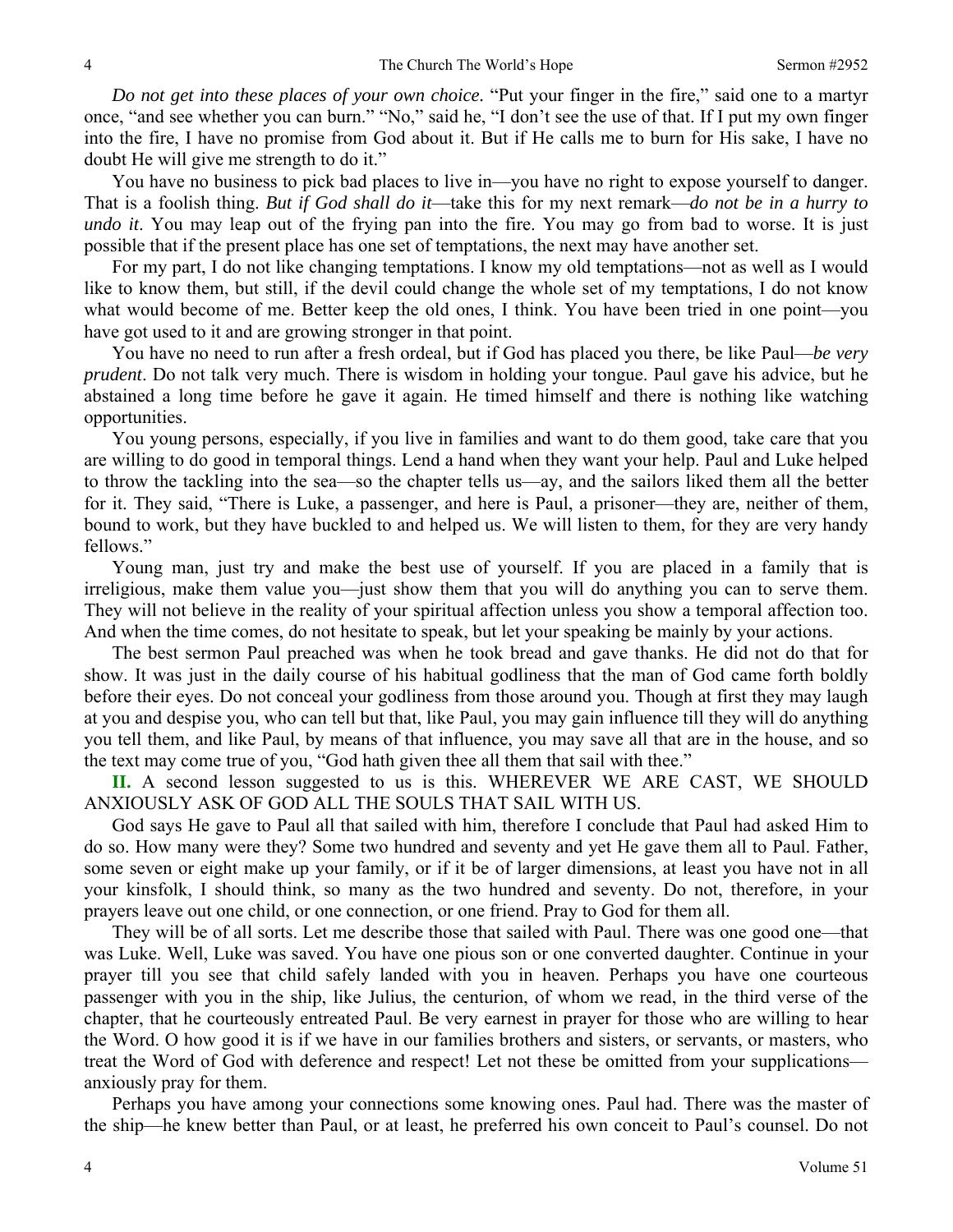*Do not get into these places of your own choice.* "Put your finger in the fire," said one to a martyr once, "and see whether you can burn." "No," said he, "I don't see the use of that. If I put my own finger into the fire, I have no promise from God about it. But if He calls me to burn for His sake, I have no doubt He will give me strength to do it."

You have no business to pick bad places to live in—you have no right to expose yourself to danger. That is a foolish thing. *But if God shall do it*—take this for my next remark—*do not be in a hurry to undo it*. You may leap out of the frying pan into the fire. You may go from bad to worse. It is just possible that if the present place has one set of temptations, the next may have another set.

For my part, I do not like changing temptations. I know my old temptations—not as well as I would like to know them, but still, if the devil could change the whole set of my temptations, I do not know what would become of me. Better keep the old ones, I think. You have been tried in one point—you have got used to it and are growing stronger in that point.

You have no need to run after a fresh ordeal, but if God has placed you there, be like Paul—*be very prudent*. Do not talk very much. There is wisdom in holding your tongue. Paul gave his advice, but he abstained a long time before he gave it again. He timed himself and there is nothing like watching opportunities.

You young persons, especially, if you live in families and want to do them good, take care that you are willing to do good in temporal things. Lend a hand when they want your help. Paul and Luke helped to throw the tackling into the sea—so the chapter tells us—ay, and the sailors liked them all the better for it. They said, "There is Luke, a passenger, and here is Paul, a prisoner—they are, neither of them, bound to work, but they have buckled to and helped us. We will listen to them, for they are very handy fellows."

Young man, just try and make the best use of yourself. If you are placed in a family that is irreligious, make them value you—just show them that you will do anything you can to serve them. They will not believe in the reality of your spiritual affection unless you show a temporal affection too. And when the time comes, do not hesitate to speak, but let your speaking be mainly by your actions.

The best sermon Paul preached was when he took bread and gave thanks. He did not do that for show. It was just in the daily course of his habitual godliness that the man of God came forth boldly before their eyes. Do not conceal your godliness from those around you. Though at first they may laugh at you and despise you, who can tell but that, like Paul, you may gain influence till they will do anything you tell them, and like Paul, by means of that influence, you may save all that are in the house, and so the text may come true of you, "God hath given thee all them that sail with thee."

**II.** A second lesson suggested to us is this. WHEREVER WE ARE CAST, WE SHOULD ANXIOUSLY ASK OF GOD ALL THE SOULS THAT SAIL WITH US.

God says He gave to Paul all that sailed with him, therefore I conclude that Paul had asked Him to do so. How many were they? Some two hundred and seventy and yet He gave them all to Paul. Father, some seven or eight make up your family, or if it be of larger dimensions, at least you have not in all your kinsfolk, I should think, so many as the two hundred and seventy. Do not, therefore, in your prayers leave out one child, or one connection, or one friend. Pray to God for them all.

They will be of all sorts. Let me describe those that sailed with Paul. There was one good one—that was Luke. Well, Luke was saved. You have one pious son or one converted daughter. Continue in your prayer till you see that child safely landed with you in heaven. Perhaps you have one courteous passenger with you in the ship, like Julius, the centurion, of whom we read, in the third verse of the chapter, that he courteously entreated Paul. Be very earnest in prayer for those who are willing to hear the Word. O how good it is if we have in our families brothers and sisters, or servants, or masters, who treat the Word of God with deference and respect! Let not these be omitted from your supplications—anxiously pray for them.

Perhaps you have among your connections some knowing ones. Paul had. There was the master of the ship—he knew better than Paul, or at least, he preferred his own conceit to Paul's counsel. Do not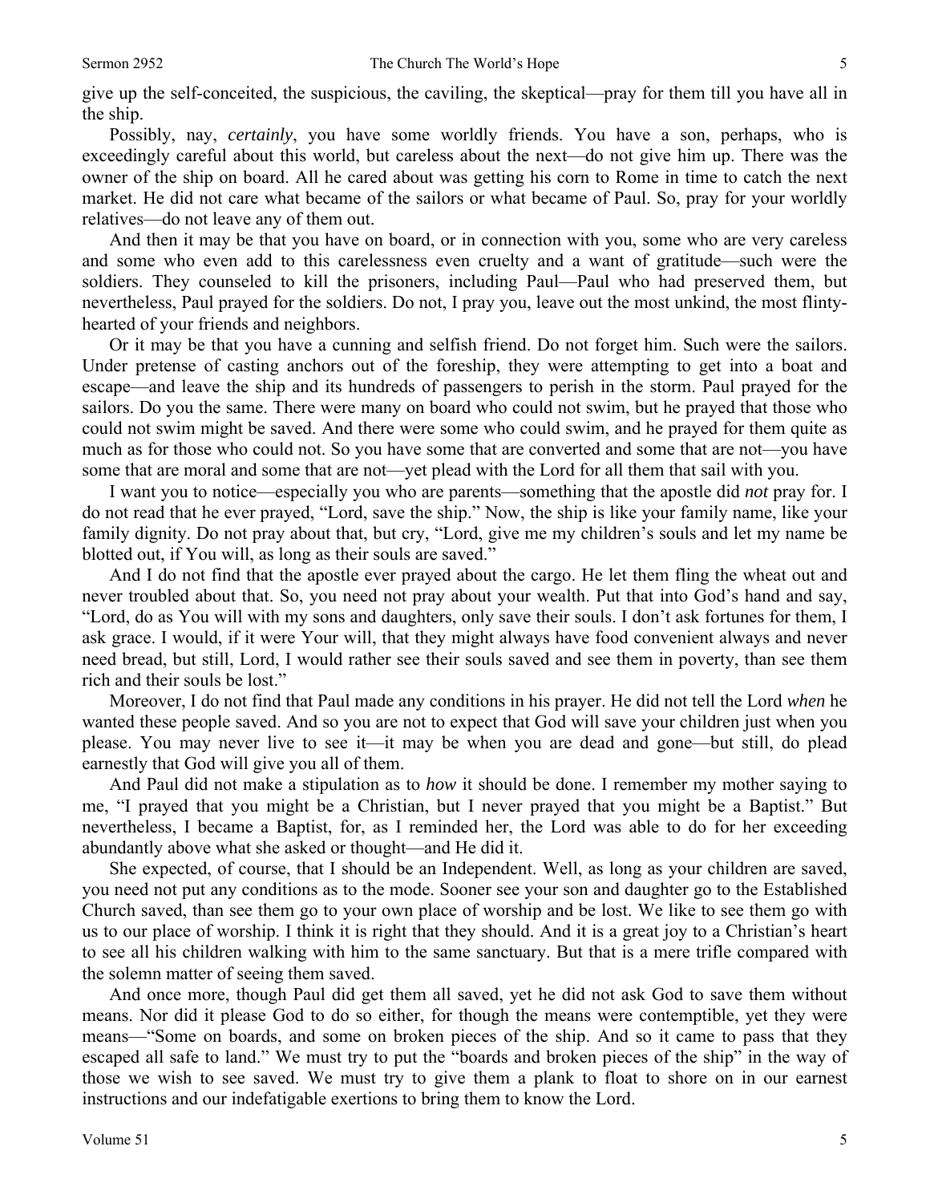give up the self-conceited, the suspicious, the caviling, the skeptical—pray for them till you have all in the ship.

Possibly, nay, *certainly*, you have some worldly friends. You have a son, perhaps, who is exceedingly careful about this world, but careless about the next—do not give him up. There was the owner of the ship on board. All he cared about was getting his corn to Rome in time to catch the next market. He did not care what became of the sailors or what became of Paul. So, pray for your worldly relatives—do not leave any of them out.

And then it may be that you have on board, or in connection with you, some who are very careless and some who even add to this carelessness even cruelty and a want of gratitude—such were the soldiers. They counseled to kill the prisoners, including Paul—Paul who had preserved them, but nevertheless, Paul prayed for the soldiers. Do not, I pray you, leave out the most unkind, the most flinty-hearted of your friends and neighbors.

Or it may be that you have a cunning and selfish friend. Do not forget him. Such were the sailors. Under pretense of casting anchors out of the foreship, they were attempting to get into a boat and escape—and leave the ship and its hundreds of passengers to perish in the storm. Paul prayed for the sailors. Do you the same. There were many on board who could not swim, but he prayed that those who could not swim might be saved. And there were some who could swim, and he prayed for them quite as much as for those who could not. So you have some that are converted and some that are not—you have some that are moral and some that are not—yet plead with the Lord for all them that sail with you.

I want you to notice—especially you who are parents—something that the apostle did *not* pray for. I do not read that he ever prayed, "Lord, save the ship." Now, the ship is like your family name, like your family dignity. Do not pray about that, but cry, "Lord, give me my children's souls and let my name be blotted out, if You will, as long as their souls are saved."

And I do not find that the apostle ever prayed about the cargo. He let them fling the wheat out and never troubled about that. So, you need not pray about your wealth. Put that into God's hand and say, "Lord, do as You will with my sons and daughters, only save their souls. I don't ask fortunes for them, I ask grace. I would, if it were Your will, that they might always have food convenient always and never need bread, but still, Lord, I would rather see their souls saved and see them in poverty, than see them rich and their souls be lost."

Moreover, I do not find that Paul made any conditions in his prayer. He did not tell the Lord *when* he wanted these people saved. And so you are not to expect that God will save your children just when you please. You may never live to see it—it may be when you are dead and gone—but still, do plead earnestly that God will give you all of them.

And Paul did not make a stipulation as to *how* it should be done. I remember my mother saying to me, "I prayed that you might be a Christian, but I never prayed that you might be a Baptist." But nevertheless, I became a Baptist, for, as I reminded her, the Lord was able to do for her exceeding abundantly above what she asked or thought—and He did it.

She expected, of course, that I should be an Independent. Well, as long as your children are saved, you need not put any conditions as to the mode. Sooner see your son and daughter go to the Established Church saved, than see them go to your own place of worship and be lost. We like to see them go with us to our place of worship. I think it is right that they should. And it is a great joy to a Christian's heart to see all his children walking with him to the same sanctuary. But that is a mere trifle compared with the solemn matter of seeing them saved.

And once more, though Paul did get them all saved, yet he did not ask God to save them without means. Nor did it please God to do so either, for though the means were contemptible, yet they were means—"Some on boards, and some on broken pieces of the ship. And so it came to pass that they escaped all safe to land." We must try to put the "boards and broken pieces of the ship" in the way of those we wish to see saved. We must try to give them a plank to float to shore on in our earnest instructions and our indefatigable exertions to bring them to know the Lord.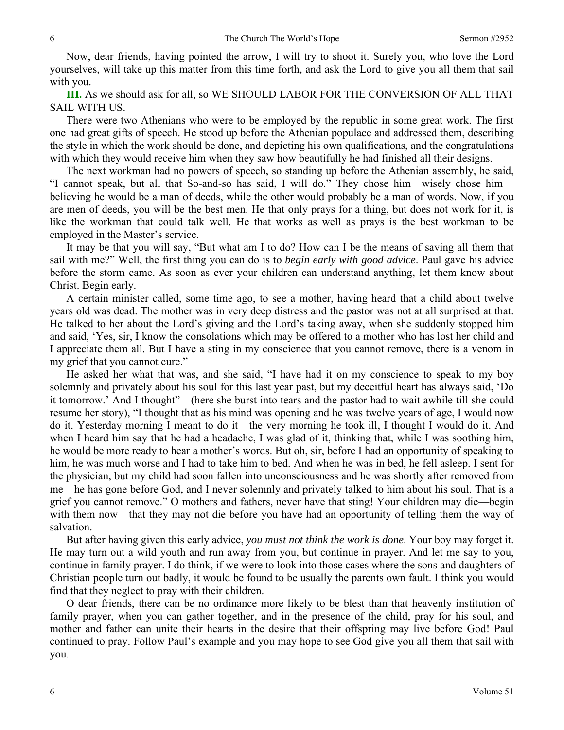Now, dear friends, having pointed the arrow, I will try to shoot it. Surely you, who love the Lord yourselves, will take up this matter from this time forth, and ask the Lord to give you all them that sail with you.

**III.** As we should ask for all, so WE SHOULD LABOR FOR THE CONVERSION OF ALL THAT SAIL WITH US.

There were two Athenians who were to be employed by the republic in some great work. The first one had great gifts of speech. He stood up before the Athenian populace and addressed them, describing the style in which the work should be done, and depicting his own qualifications, and the congratulations with which they would receive him when they saw how beautifully he had finished all their designs.

The next workman had no powers of speech, so standing up before the Athenian assembly, he said, "I cannot speak, but all that So-and-so has said, I will do." They chose him—wisely chose him—believing he would be a man of deeds, while the other would probably be a man of words. Now, if you are men of deeds, you will be the best men. He that only prays for a thing, but does not work for it, is like the workman that could talk well. He that works as well as prays is the best workman to be employed in the Master's service.

It may be that you will say, "But what am I to do? How can I be the means of saving all them that sail with me?" Well, the first thing you can do is to *begin early with good advice*. Paul gave his advice before the storm came. As soon as ever your children can understand anything, let them know about Christ. Begin early.

A certain minister called, some time ago, to see a mother, having heard that a child about twelve years old was dead. The mother was in very deep distress and the pastor was not at all surprised at that. He talked to her about the Lord's giving and the Lord's taking away, when she suddenly stopped him and said, 'Yes, sir, I know the consolations which may be offered to a mother who has lost her child and I appreciate them all. But I have a sting in my conscience that you cannot remove, there is a venom in my grief that you cannot cure."

He asked her what that was, and she said, "I have had it on my conscience to speak to my boy solemnly and privately about his soul for this last year past, but my deceitful heart has always said, 'Do it tomorrow.' And I thought"—(here she burst into tears and the pastor had to wait awhile till she could resume her story), "I thought that as his mind was opening and he was twelve years of age, I would now do it. Yesterday morning I meant to do it—the very morning he took ill, I thought I would do it. And when I heard him say that he had a headache, I was glad of it, thinking that, while I was soothing him, he would be more ready to hear a mother's words. But oh, sir, before I had an opportunity of speaking to him, he was much worse and I had to take him to bed. And when he was in bed, he fell asleep. I sent for the physician, but my child had soon fallen into unconsciousness and he was shortly after removed from me—he has gone before God, and I never solemnly and privately talked to him about his soul. That is a grief you cannot remove." O mothers and fathers, never have that sting! Your children may die—begin with them now—that they may not die before you have had an opportunity of telling them the way of salvation.

But after having given this early advice, *you must not think the work is done*. Your boy may forget it. He may turn out a wild youth and run away from you, but continue in prayer. And let me say to you, continue in family prayer. I do think, if we were to look into those cases where the sons and daughters of Christian people turn out badly, it would be found to be usually the parents own fault. I think you would find that they neglect to pray with their children.

O dear friends, there can be no ordinance more likely to be blest than that heavenly institution of family prayer, when you can gather together, and in the presence of the child, pray for his soul, and mother and father can unite their hearts in the desire that their offspring may live before God! Paul continued to pray. Follow Paul's example and you may hope to see God give you all them that sail with you.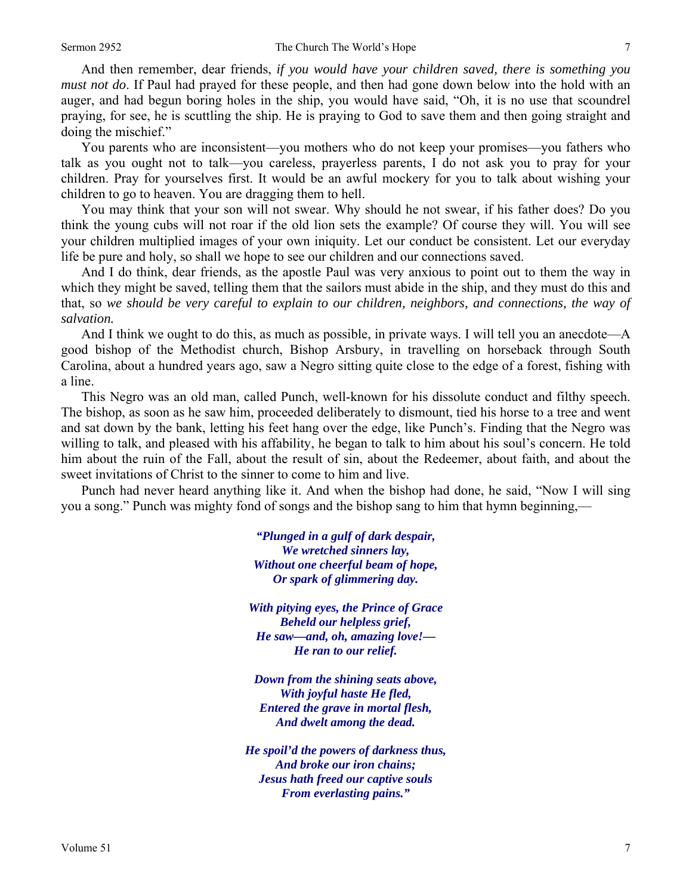And then remember, dear friends, *if you would have your children saved, there is something you must not do*. If Paul had prayed for these people, and then had gone down below into the hold with an auger, and had begun boring holes in the ship, you would have said, "Oh, it is no use that scoundrel praying, for see, he is scuttling the ship. He is praying to God to save them and then going straight and doing the mischief."

You parents who are inconsistent—you mothers who do not keep your promises—you fathers who talk as you ought not to talk—you careless, prayerless parents, I do not ask you to pray for your children. Pray for yourselves first. It would be an awful mockery for you to talk about wishing your children to go to heaven. You are dragging them to hell.

You may think that your son will not swear. Why should he not swear, if his father does? Do you think the young cubs will not roar if the old lion sets the example? Of course they will. You will see your children multiplied images of your own iniquity. Let our conduct be consistent. Let our everyday life be pure and holy, so shall we hope to see our children and our connections saved.

And I do think, dear friends, as the apostle Paul was very anxious to point out to them the way in which they might be saved, telling them that the sailors must abide in the ship, and they must do this and that, so *we should be very careful to explain to our children, neighbors, and connections, the way of salvation.*

And I think we ought to do this, as much as possible, in private ways. I will tell you an anecdote—A good bishop of the Methodist church, Bishop Arsbury, in travelling on horseback through South Carolina, about a hundred years ago, saw a Negro sitting quite close to the edge of a forest, fishing with a line.

This Negro was an old man, called Punch, well-known for his dissolute conduct and filthy speech. The bishop, as soon as he saw him, proceeded deliberately to dismount, tied his horse to a tree and went and sat down by the bank, letting his feet hang over the edge, like Punch's. Finding that the Negro was willing to talk, and pleased with his affability, he began to talk to him about his soul's concern. He told him about the ruin of the Fall, about the result of sin, about the Redeemer, about faith, and about the sweet invitations of Christ to the sinner to come to him and live.

Punch had never heard anything like it. And when the bishop had done, he said, "Now I will sing you a song." Punch was mighty fond of songs and the bishop sang to him that hymn beginning,—

> ***"Plunged in a gulf of dark despair,***
> ***We wretched sinners lay,***
> ***Without one cheerful beam of hope,***
> ***Or spark of glimmering day.***
>
> ***With pitying eyes, the Prince of Grace***
> ***Beheld our helpless grief,***
> ***He saw—and, oh, amazing love!—***
> ***He ran to our relief.***
>
> ***Down from the shining seats above,***
> ***With joyful haste He fled,***
> ***Entered the grave in mortal flesh,***
> ***And dwelt among the dead.***
>
> ***He spoil'd the powers of darkness thus,***
> ***And broke our iron chains;***
> ***Jesus hath freed our captive souls***
> ***From everlasting pains."***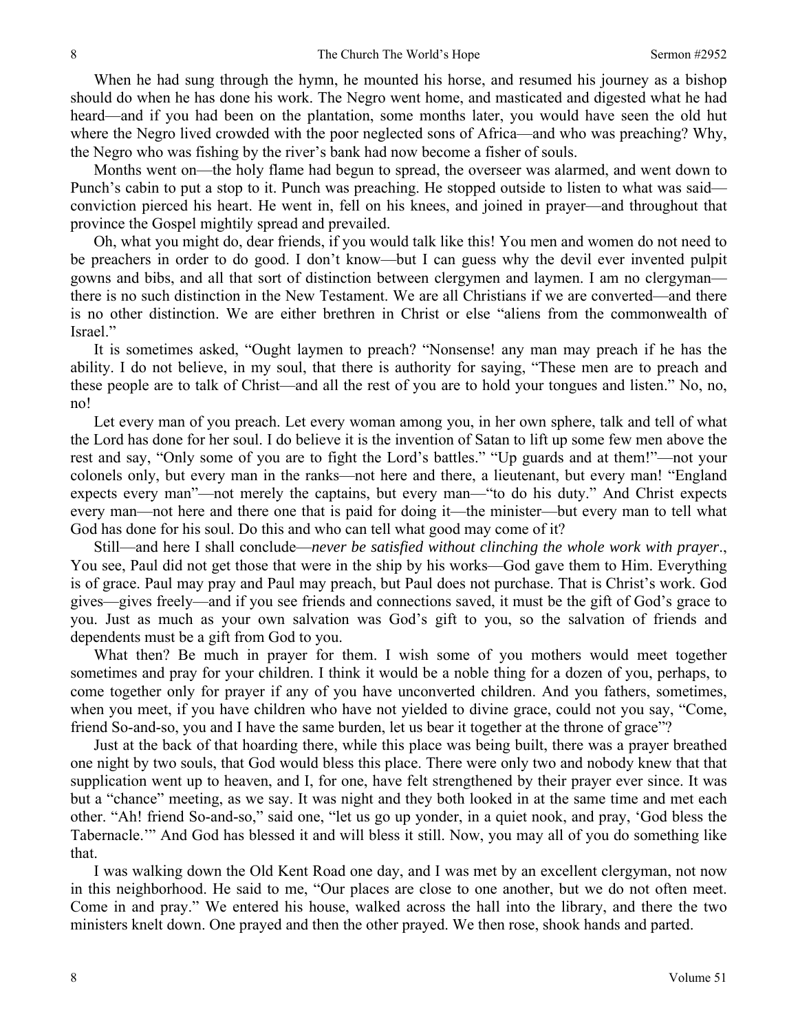When he had sung through the hymn, he mounted his horse, and resumed his journey as a bishop should do when he has done his work. The Negro went home, and masticated and digested what he had heard—and if you had been on the plantation, some months later, you would have seen the old hut where the Negro lived crowded with the poor neglected sons of Africa—and who was preaching? Why, the Negro who was fishing by the river's bank had now become a fisher of souls.

Months went on—the holy flame had begun to spread, the overseer was alarmed, and went down to Punch's cabin to put a stop to it. Punch was preaching. He stopped outside to listen to what was said—conviction pierced his heart. He went in, fell on his knees, and joined in prayer—and throughout that province the Gospel mightily spread and prevailed.

Oh, what you might do, dear friends, if you would talk like this! You men and women do not need to be preachers in order to do good. I don't know—but I can guess why the devil ever invented pulpit gowns and bibs, and all that sort of distinction between clergymen and laymen. I am no clergyman—there is no such distinction in the New Testament. We are all Christians if we are converted—and there is no other distinction. We are either brethren in Christ or else "aliens from the commonwealth of Israel."

It is sometimes asked, "Ought laymen to preach? "Nonsense! any man may preach if he has the ability. I do not believe, in my soul, that there is authority for saying, "These men are to preach and these people are to talk of Christ—and all the rest of you are to hold your tongues and listen." No, no, no!

Let every man of you preach. Let every woman among you, in her own sphere, talk and tell of what the Lord has done for her soul. I do believe it is the invention of Satan to lift up some few men above the rest and say, "Only some of you are to fight the Lord's battles." "Up guards and at them!"—not your colonels only, but every man in the ranks—not here and there, a lieutenant, but every man! "England expects every man"—not merely the captains, but every man—"to do his duty." And Christ expects every man—not here and there one that is paid for doing it—the minister—but every man to tell what God has done for his soul. Do this and who can tell what good may come of it?

Still—and here I shall conclude—*never be satisfied without clinching the whole work with prayer*., You see, Paul did not get those that were in the ship by his works—God gave them to Him. Everything is of grace. Paul may pray and Paul may preach, but Paul does not purchase. That is Christ's work. God gives—gives freely—and if you see friends and connections saved, it must be the gift of God's grace to you. Just as much as your own salvation was God's gift to you, so the salvation of friends and dependents must be a gift from God to you.

What then? Be much in prayer for them. I wish some of you mothers would meet together sometimes and pray for your children. I think it would be a noble thing for a dozen of you, perhaps, to come together only for prayer if any of you have unconverted children. And you fathers, sometimes, when you meet, if you have children who have not yielded to divine grace, could not you say, "Come, friend So-and-so, you and I have the same burden, let us bear it together at the throne of grace"?

Just at the back of that hoarding there, while this place was being built, there was a prayer breathed one night by two souls, that God would bless this place. There were only two and nobody knew that that supplication went up to heaven, and I, for one, have felt strengthened by their prayer ever since. It was but a "chance" meeting, as we say. It was night and they both looked in at the same time and met each other. "Ah! friend So-and-so," said one, "let us go up yonder, in a quiet nook, and pray, 'God bless the Tabernacle.'" And God has blessed it and will bless it still. Now, you may all of you do something like that.

I was walking down the Old Kent Road one day, and I was met by an excellent clergyman, not now in this neighborhood. He said to me, "Our places are close to one another, but we do not often meet. Come in and pray." We entered his house, walked across the hall into the library, and there the two ministers knelt down. One prayed and then the other prayed. We then rose, shook hands and parted.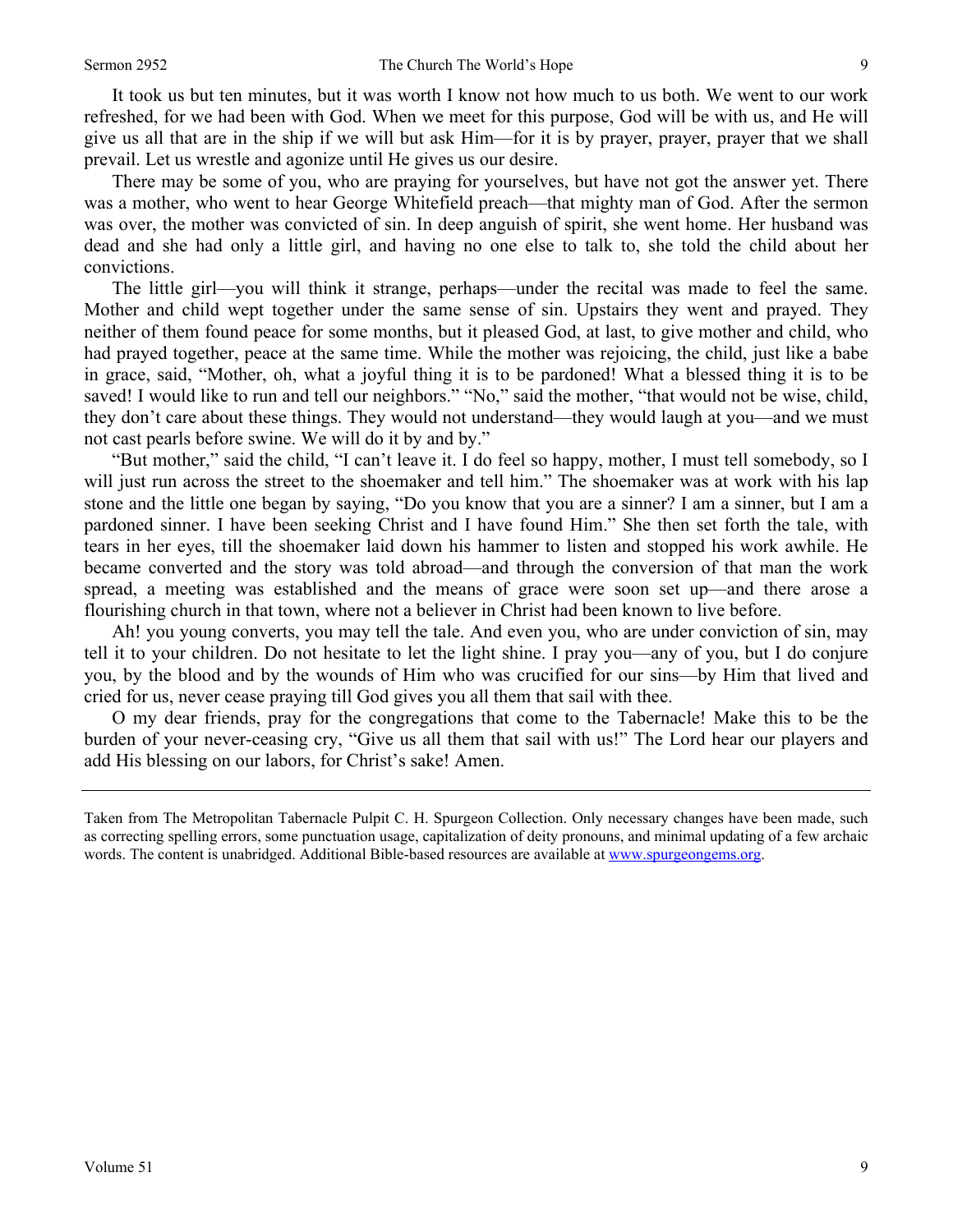It took us but ten minutes, but it was worth I know not how much to us both. We went to our work refreshed, for we had been with God. When we meet for this purpose, God will be with us, and He will give us all that are in the ship if we will but ask Him—for it is by prayer, prayer, prayer that we shall prevail. Let us wrestle and agonize until He gives us our desire.

There may be some of you, who are praying for yourselves, but have not got the answer yet. There was a mother, who went to hear George Whitefield preach—that mighty man of God. After the sermon was over, the mother was convicted of sin. In deep anguish of spirit, she went home. Her husband was dead and she had only a little girl, and having no one else to talk to, she told the child about her convictions.

The little girl—you will think it strange, perhaps—under the recital was made to feel the same. Mother and child wept together under the same sense of sin. Upstairs they went and prayed. They neither of them found peace for some months, but it pleased God, at last, to give mother and child, who had prayed together, peace at the same time. While the mother was rejoicing, the child, just like a babe in grace, said, "Mother, oh, what a joyful thing it is to be pardoned! What a blessed thing it is to be saved! I would like to run and tell our neighbors." "No," said the mother, "that would not be wise, child, they don't care about these things. They would not understand—they would laugh at you—and we must not cast pearls before swine. We will do it by and by."

"But mother," said the child, "I can't leave it. I do feel so happy, mother, I must tell somebody, so I will just run across the street to the shoemaker and tell him." The shoemaker was at work with his lap stone and the little one began by saying, "Do you know that you are a sinner? I am a sinner, but I am a pardoned sinner. I have been seeking Christ and I have found Him." She then set forth the tale, with tears in her eyes, till the shoemaker laid down his hammer to listen and stopped his work awhile. He became converted and the story was told abroad—and through the conversion of that man the work spread, a meeting was established and the means of grace were soon set up—and there arose a flourishing church in that town, where not a believer in Christ had been known to live before.

Ah! you young converts, you may tell the tale. And even you, who are under conviction of sin, may tell it to your children. Do not hesitate to let the light shine. I pray you—any of you, but I do conjure you, by the blood and by the wounds of Him who was crucified for our sins—by Him that lived and cried for us, never cease praying till God gives you all them that sail with thee.

O my dear friends, pray for the congregations that come to the Tabernacle! Make this to be the burden of your never-ceasing cry, "Give us all them that sail with us!" The Lord hear our players and add His blessing on our labors, for Christ's sake! Amen.

---

Taken from The Metropolitan Tabernacle Pulpit C. H. Spurgeon Collection. Only necessary changes have been made, such as correcting spelling errors, some punctuation usage, capitalization of deity pronouns, and minimal updating of a few archaic words. The content is unabridged. Additional Bible-based resources are available at www.spurgeongems.org.